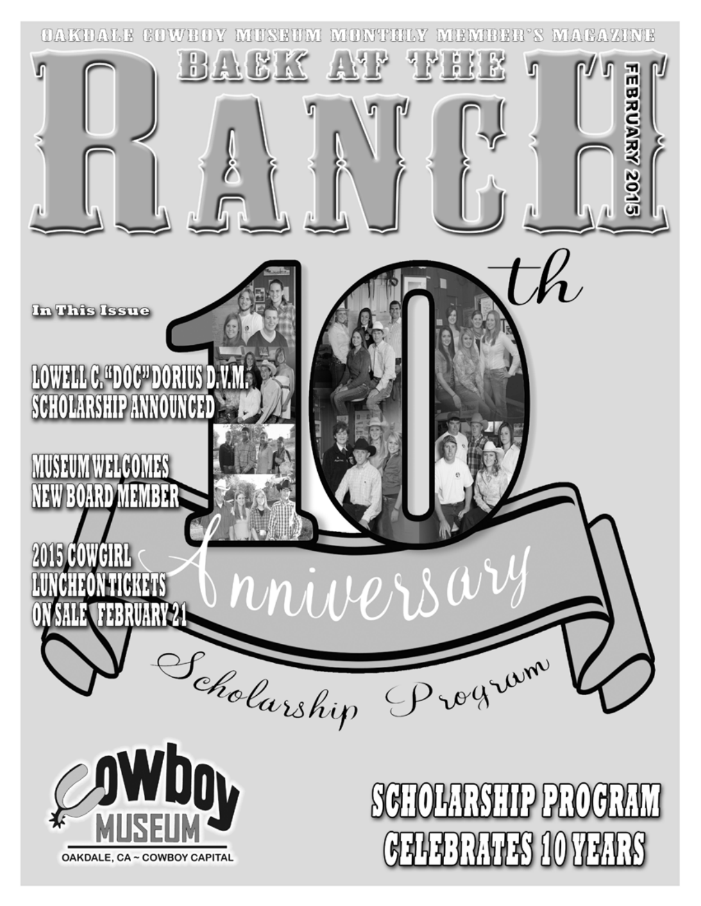OAKDALE COWBOY MUSEUM MONTHLY MEMBER'S MAGAZINE

# BACK AT THE RANCH

FEBRUARY 2015

10th Anniversary Scholarship Program

**In This Issue**

**LOWELL C. "DOC" DORIUS D.V.M. SCHOLARSHIP ANNOUNCED**

**MUSEUM WELCOMES NEW BOARD MEMBER**

**2015 COWGIRL LUNCHEON TICKETS ON SALE FEBRUARY 21**

Cowboy Museum

OAKDALE, CA ~ COWBOY CAPITAL

## SCHOLARSHIP PROGRAM CELEBRATES 10 YEARS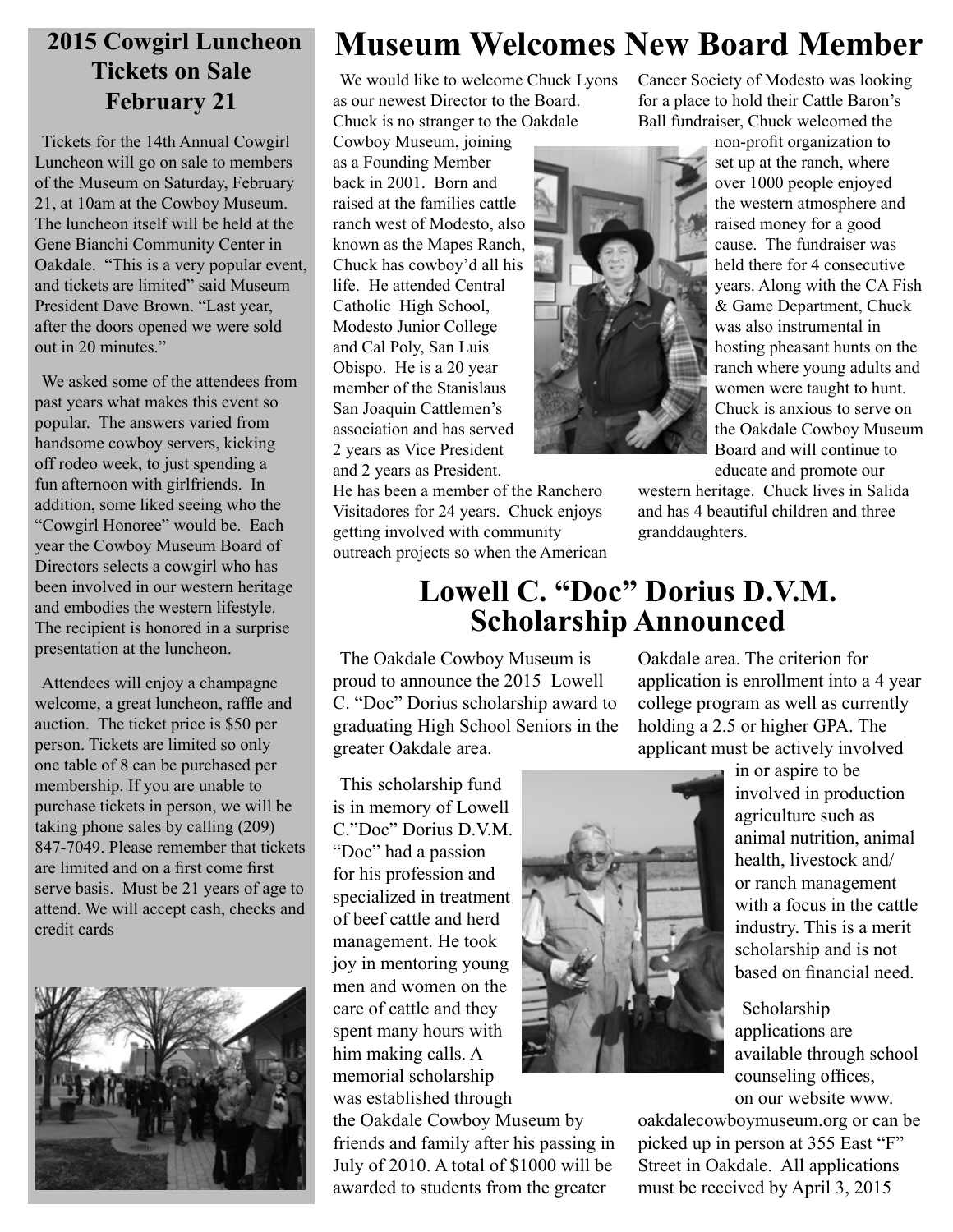## 2015 Cowgirl Luncheon Tickets on Sale February 21

Tickets for the 14th Annual Cowgirl Luncheon will go on sale to members of the Museum on Saturday, February 21, at 10am at the Cowboy Museum. The luncheon itself will be held at the Gene Bianchi Community Center in Oakdale. "This is a very popular event, and tickets are limited" said Museum President Dave Brown. "Last year, after the doors opened we were sold out in 20 minutes."

We asked some of the attendees from past years what makes this event so popular. The answers varied from handsome cowboy servers, kicking off rodeo week, to just spending a fun afternoon with girlfriends. In addition, some liked seeing who the "Cowgirl Honoree" would be. Each year the Cowboy Museum Board of Directors selects a cowgirl who has been involved in our western heritage and embodies the western lifestyle. The recipient is honored in a surprise presentation at the luncheon.

Attendees will enjoy a champagne welcome, a great luncheon, raffle and auction. The ticket price is $50 per person. Tickets are limited so only one table of 8 can be purchased per membership. If you are unable to purchase tickets in person, we will be taking phone sales by calling (209) 847-7049. Please remember that tickets are limited and on a first come first serve basis. Must be 21 years of age to attend. We will accept cash, checks and credit cards

# Museum Welcomes New Board Member

We would like to welcome Chuck Lyons as our newest Director to the Board. Chuck is no stranger to the Oakdale Cowboy Museum, joining as a Founding Member back in 2001. Born and raised at the families cattle ranch west of Modesto, also known as the Mapes Ranch, Chuck has cowboy'd all his life. He attended Central Catholic High School, Modesto Junior College and Cal Poly, San Luis Obispo. He is a 20 year member of the Stanislaus San Joaquin Cattlemen's association and has served 2 years as Vice President and 2 years as President. He has been a member of the Ranchero Visitadores for 24 years. Chuck enjoys getting involved with community outreach projects so when the American Cancer Society of Modesto was looking for a place to hold their Cattle Baron's Ball fundraiser, Chuck welcomed the non-profit organization to set up at the ranch, where over 1000 people enjoyed the western atmosphere and raised money for a good cause. The fundraiser was held there for 4 consecutive years. Along with the CA Fish & Game Department, Chuck was also instrumental in hosting pheasant hunts on the ranch where young adults and women were taught to hunt. Chuck is anxious to serve on the Oakdale Cowboy Museum Board and will continue to educate and promote our western heritage. Chuck lives in Salida and has 4 beautiful children and three granddaughters.

# Lowell C. "Doc" Dorius D.V.M. Scholarship Announced

The Oakdale Cowboy Museum is proud to announce the 2015 Lowell C. "Doc" Dorius scholarship award to graduating High School Seniors in the greater Oakdale area.

This scholarship fund is in memory of Lowell C."Doc" Dorius D.V.M. "Doc" had a passion for his profession and specialized in treatment of beef cattle and herd management. He took joy in mentoring young men and women on the care of cattle and they spent many hours with him making calls. A memorial scholarship was established through the Oakdale Cowboy Museum by friends and family after his passing in July of 2010. A total of $1000 will be awarded to students from the greater Oakdale area. The criterion for application is enrollment into a 4 year college program as well as currently holding a 2.5 or higher GPA. The applicant must be actively involved in or aspire to be involved in production agriculture such as animal nutrition, animal health, livestock and/ or ranch management with a focus in the cattle industry. This is a merit scholarship and is not based on financial need.

Scholarship applications are available through school counseling offices, on our website www.oakdalecowboymuseum.org or can be picked up in person at 355 East "F" Street in Oakdale. All applications must be received by April 3, 2015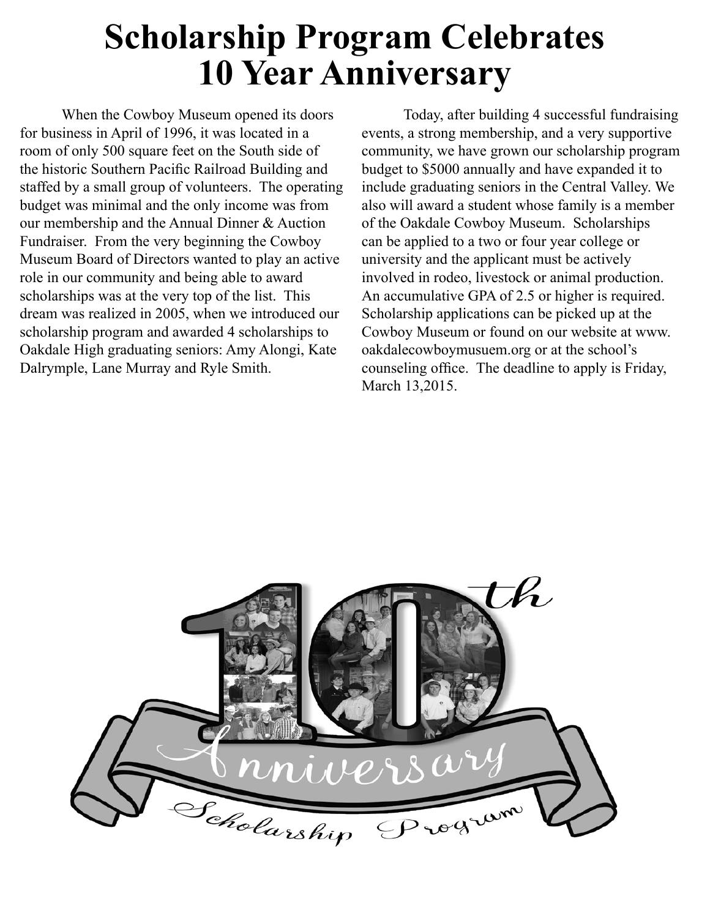# Scholarship Program Celebrates 10 Year Anniversary

When the Cowboy Museum opened its doors for business in April of 1996, it was located in a room of only 500 square feet on the South side of the historic Southern Pacific Railroad Building and staffed by a small group of volunteers. The operating budget was minimal and the only income was from our membership and the Annual Dinner & Auction Fundraiser. From the very beginning the Cowboy Museum Board of Directors wanted to play an active role in our community and being able to award scholarships was at the very top of the list. This dream was realized in 2005, when we introduced our scholarship program and awarded 4 scholarships to Oakdale High graduating seniors: Amy Alongi, Kate Dalrymple, Lane Murray and Ryle Smith.

Today, after building 4 successful fundraising events, a strong membership, and a very supportive community, we have grown our scholarship program budget to $5000 annually and have expanded it to include graduating seniors in the Central Valley. We also will award a student whose family is a member of the Oakdale Cowboy Museum. Scholarships can be applied to a two or four year college or university and the applicant must be actively involved in rodeo, livestock or animal production. An accumulative GPA of 2.5 or higher is required. Scholarship applications can be picked up at the Cowboy Museum or found on our website at www.oakdalecowboymusuem.org or at the school's counseling office. The deadline to apply is Friday, March 13,2015.

10th Anniversary Scholarship Program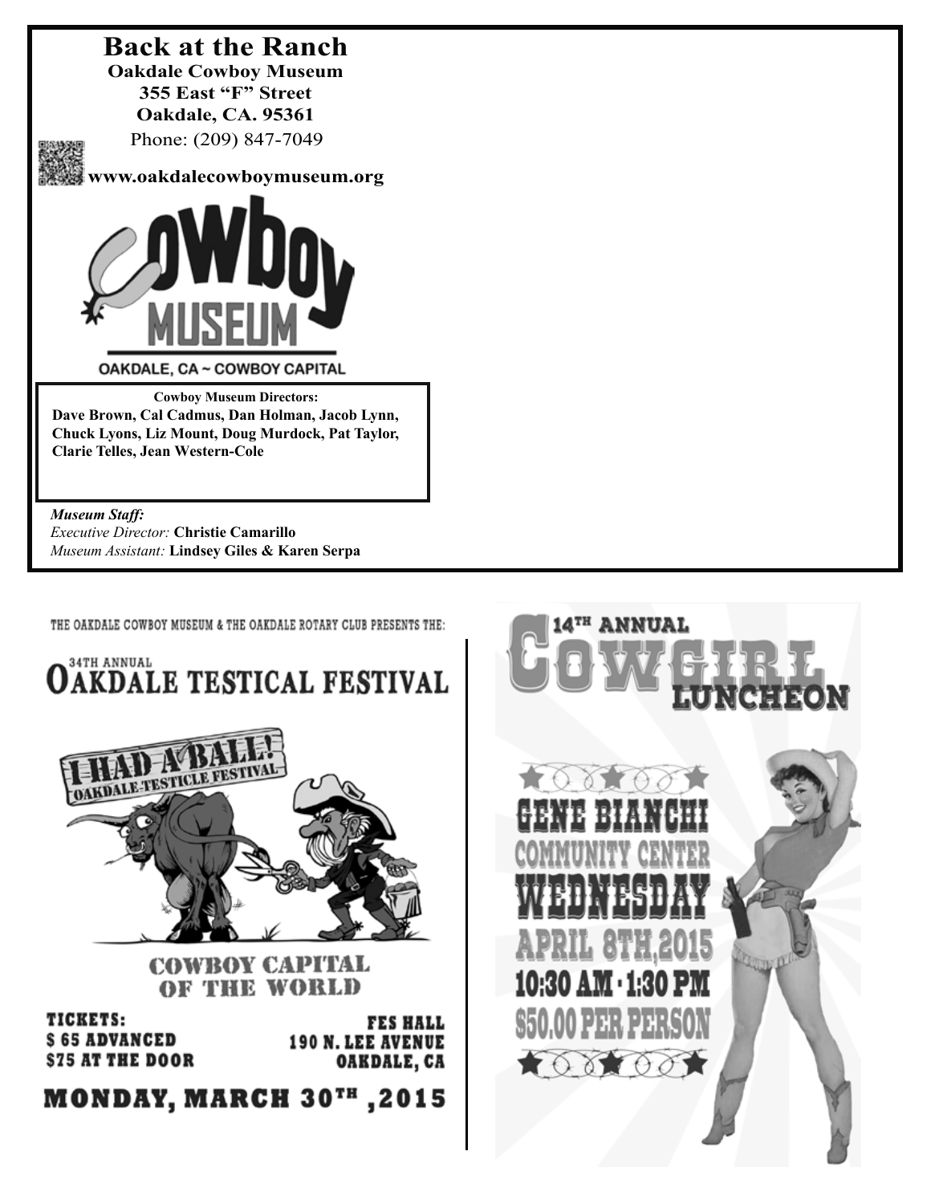# Back at the Ranch

**Oakdale Cowboy Museum**
**355 East "F" Street**
**Oakdale, CA. 95361**
Phone: (209) 847-7049

**www.oakdalecowboymuseum.org**

COWBOY MUSEUM
OAKDALE, CA ~ COWBOY CAPITAL

**Cowboy Museum Directors:**
**Dave Brown, Cal Cadmus, Dan Holman, Jacob Lynn, Chuck Lyons, Liz Mount, Doug Murdock, Pat Taylor, Clarie Telles, Jean Western-Cole**

***Museum Staff:***
*Executive Director:* **Christie Camarillo**
*Museum Assistant:* **Lindsey Giles & Karen Serpa**

THE OAKDALE COWBOY MUSEUM & THE OAKDALE ROTARY CLUB PRESENTS THE:

## 34TH ANNUAL OAKDALE TESTICAL FESTIVAL

I HAD A BALL! OAKDALE TESTICLE FESTIVAL

COWBOY CAPITAL OF THE WORLD

TICKETS:
$ 65 ADVANCED
$75 AT THE DOOR

FES HALL
190 N. LEE AVENUE
OAKDALE, CA

**MONDAY, MARCH 30TH ,2015**

## 14TH ANNUAL COWGIRL LUNCHEON

GENE BIANCHI COMMUNITY CENTER
WEDNESDAY
APRIL 8TH,2015
10:30 AM - 1:30 PM
$50.00 PER PERSON